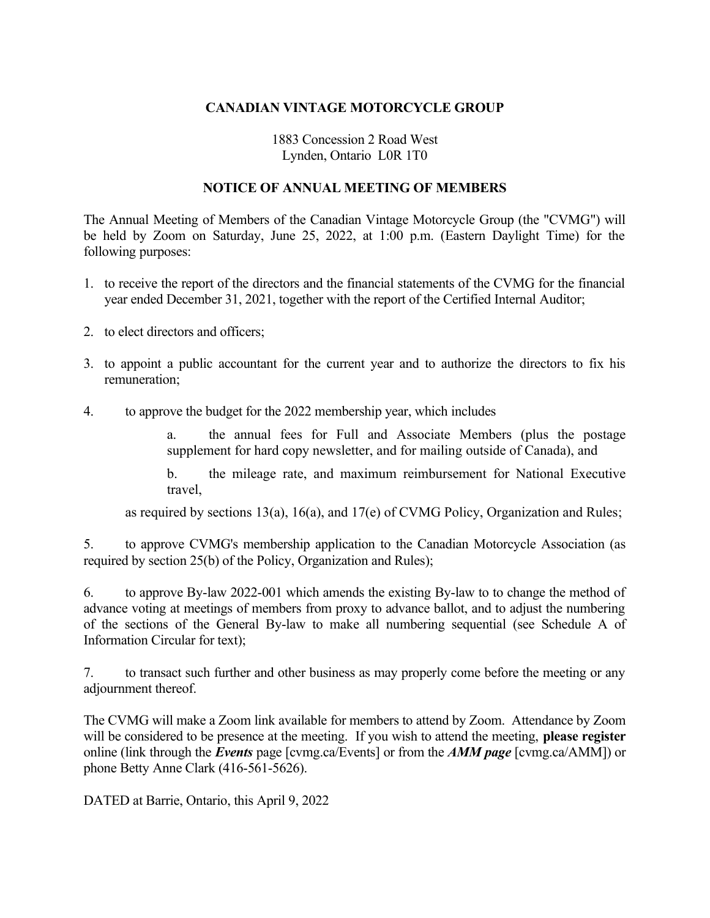**CANADIAN VINTAGE MOTORCYCLE GROUP**

1883 Concession 2 Road West
Lynden, Ontario L0R 1T0

**NOTICE OF ANNUAL MEETING OF MEMBERS**

The Annual Meeting of Members of the Canadian Vintage Motorcycle Group (the "CVMG") will be held by Zoom on Saturday, June 25, 2022, at 1:00 p.m. (Eastern Daylight Time) for the following purposes:

1. to receive the report of the directors and the financial statements of the CVMG for the financial year ended December 31, 2021, together with the report of the Certified Internal Auditor;

2. to elect directors and officers;

3. to appoint a public accountant for the current year and to authorize the directors to fix his remuneration;

4. to approve the budget for the 2022 membership year, which includes

   a. the annual fees for Full and Associate Members (plus the postage supplement for hard copy newsletter, and for mailing outside of Canada), and

   b. the mileage rate, and maximum reimbursement for National Executive travel,

   as required by sections 13(a), 16(a), and 17(e) of CVMG Policy, Organization and Rules;

5. to approve CVMG's membership application to the Canadian Motorcycle Association (as required by section 25(b) of the Policy, Organization and Rules);

6. to approve By-law 2022-001 which amends the existing By-law to to change the method of advance voting at meetings of members from proxy to advance ballot, and to adjust the numbering of the sections of the General By-law to make all numbering sequential (see Schedule A of Information Circular for text);

7. to transact such further and other business as may properly come before the meeting or any adjournment thereof.

The CVMG will make a Zoom link available for members to attend by Zoom. Attendance by Zoom will be considered to be presence at the meeting. If you wish to attend the meeting, **please register** online (link through the ***Events*** page [cvmg.ca/Events] or from the ***AMM page*** [cvmg.ca/AMM]) or phone Betty Anne Clark (416-561-5626).

DATED at Barrie, Ontario, this April 9, 2022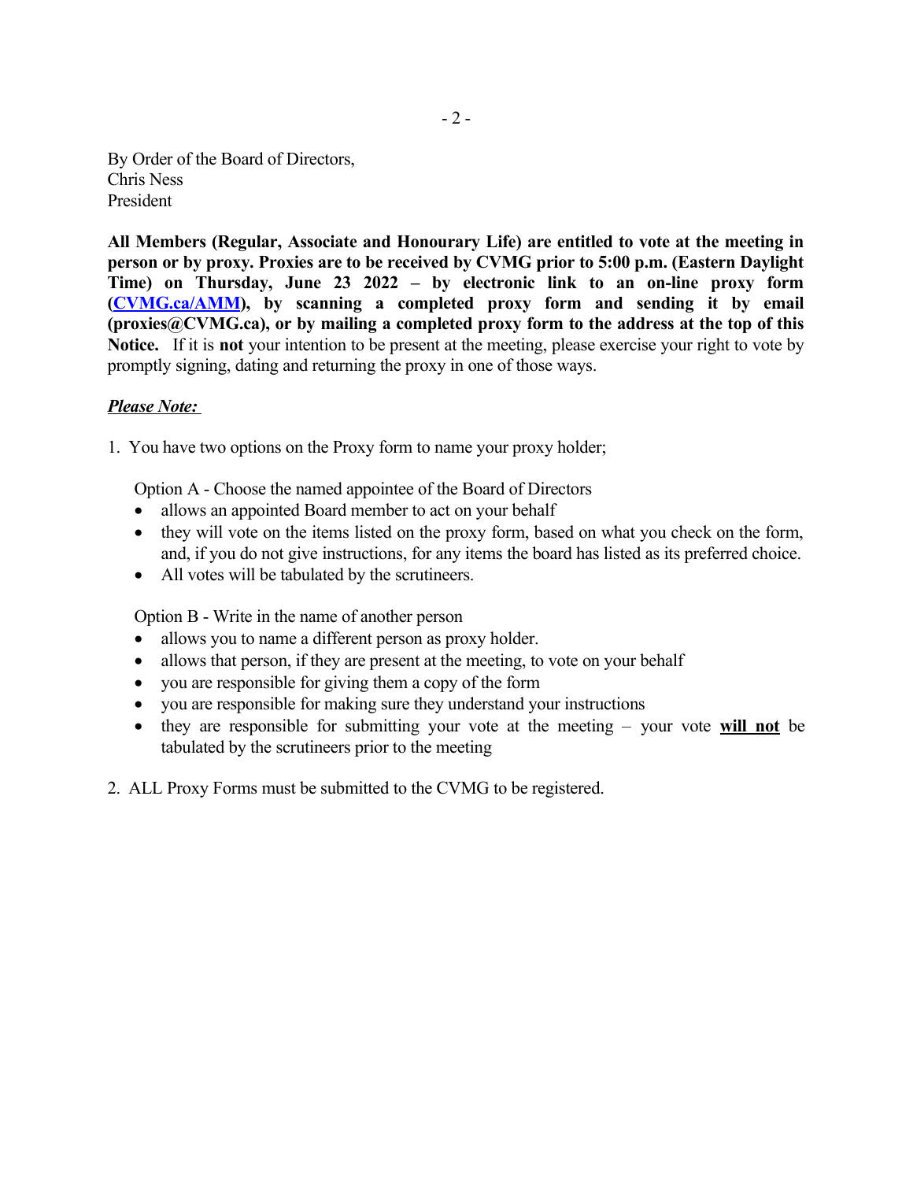By Order of the Board of Directors,
Chris Ness
President

**All Members (Regular, Associate and Honourary Life) are entitled to vote at the meeting in person or by proxy. Proxies are to be received by CVMG prior to 5:00 p.m. (Eastern Daylight Time) on Thursday, June 23 2022 – by electronic link to an on-line proxy form ([CVMG.ca/AMM](CVMG.ca/AMM)), by scanning a completed proxy form and sending it by email (proxies@CVMG.ca), or by mailing a completed proxy form to the address at the top of this Notice.** If it is **not** your intention to be present at the meeting, please exercise your right to vote by promptly signing, dating and returning the proxy in one of those ways.

***Please Note:***

1. You have two options on the Proxy form to name your proxy holder;

   Option A - Choose the named appointee of the Board of Directors
   - allows an appointed Board member to act on your behalf
   - they will vote on the items listed on the proxy form, based on what you check on the form, and, if you do not give instructions, for any items the board has listed as its preferred choice.
   - All votes will be tabulated by the scrutineers.

   Option B - Write in the name of another person
   - allows you to name a different person as proxy holder.
   - allows that person, if they are present at the meeting, to vote on your behalf
   - you are responsible for giving them a copy of the form
   - you are responsible for making sure they understand your instructions
   - they are responsible for submitting your vote at the meeting – your vote **<u>will not</u>** be tabulated by the scrutineers prior to the meeting

2. ALL Proxy Forms must be submitted to the CVMG to be registered.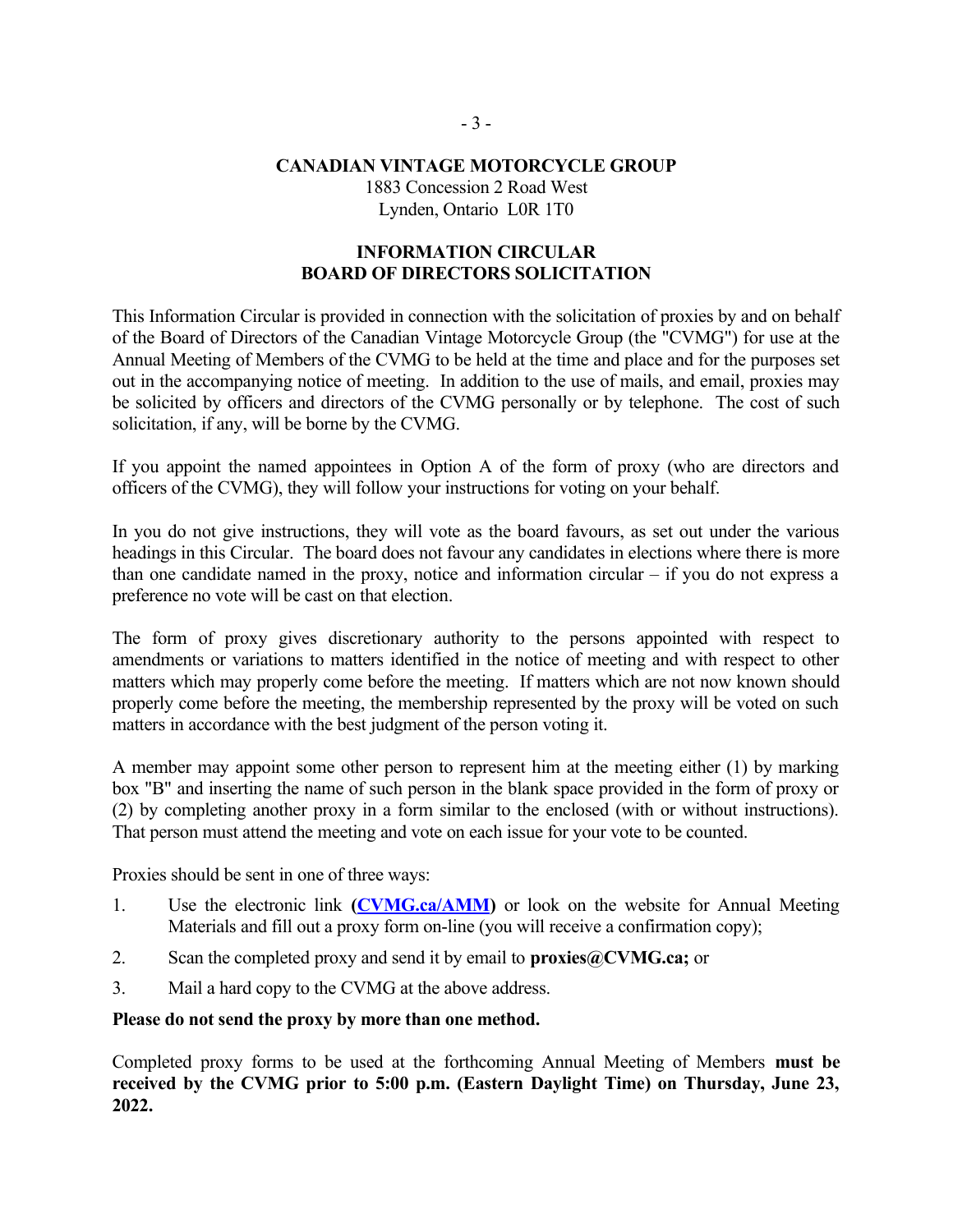**CANADIAN VINTAGE MOTORCYCLE GROUP**
1883 Concession 2 Road West
Lynden, Ontario L0R 1T0

**INFORMATION CIRCULAR**
**BOARD OF DIRECTORS SOLICITATION**

This Information Circular is provided in connection with the solicitation of proxies by and on behalf of the Board of Directors of the Canadian Vintage Motorcycle Group (the "CVMG") for use at the Annual Meeting of Members of the CVMG to be held at the time and place and for the purposes set out in the accompanying notice of meeting. In addition to the use of mails, and email, proxies may be solicited by officers and directors of the CVMG personally or by telephone. The cost of such solicitation, if any, will be borne by the CVMG.

If you appoint the named appointees in Option A of the form of proxy (who are directors and officers of the CVMG), they will follow your instructions for voting on your behalf.

In you do not give instructions, they will vote as the board favours, as set out under the various headings in this Circular. The board does not favour any candidates in elections where there is more than one candidate named in the proxy, notice and information circular – if you do not express a preference no vote will be cast on that election.

The form of proxy gives discretionary authority to the persons appointed with respect to amendments or variations to matters identified in the notice of meeting and with respect to other matters which may properly come before the meeting. If matters which are not now known should properly come before the meeting, the membership represented by the proxy will be voted on such matters in accordance with the best judgment of the person voting it.

A member may appoint some other person to represent him at the meeting either (1) by marking box "B" and inserting the name of such person in the blank space provided in the form of proxy or (2) by completing another proxy in a form similar to the enclosed (with or without instructions). That person must attend the meeting and vote on each issue for your vote to be counted.

Proxies should be sent in one of three ways:

1. Use the electronic link **(CVMG.ca/AMM)** or look on the website for Annual Meeting Materials and fill out a proxy form on-line (you will receive a confirmation copy);
2. Scan the completed proxy and send it by email to **proxies@CVMG.ca;** or
3. Mail a hard copy to the CVMG at the above address.

**Please do not send the proxy by more than one method.**

Completed proxy forms to be used at the forthcoming Annual Meeting of Members **must be received by the CVMG prior to 5:00 p.m. (Eastern Daylight Time) on Thursday, June 23, 2022.**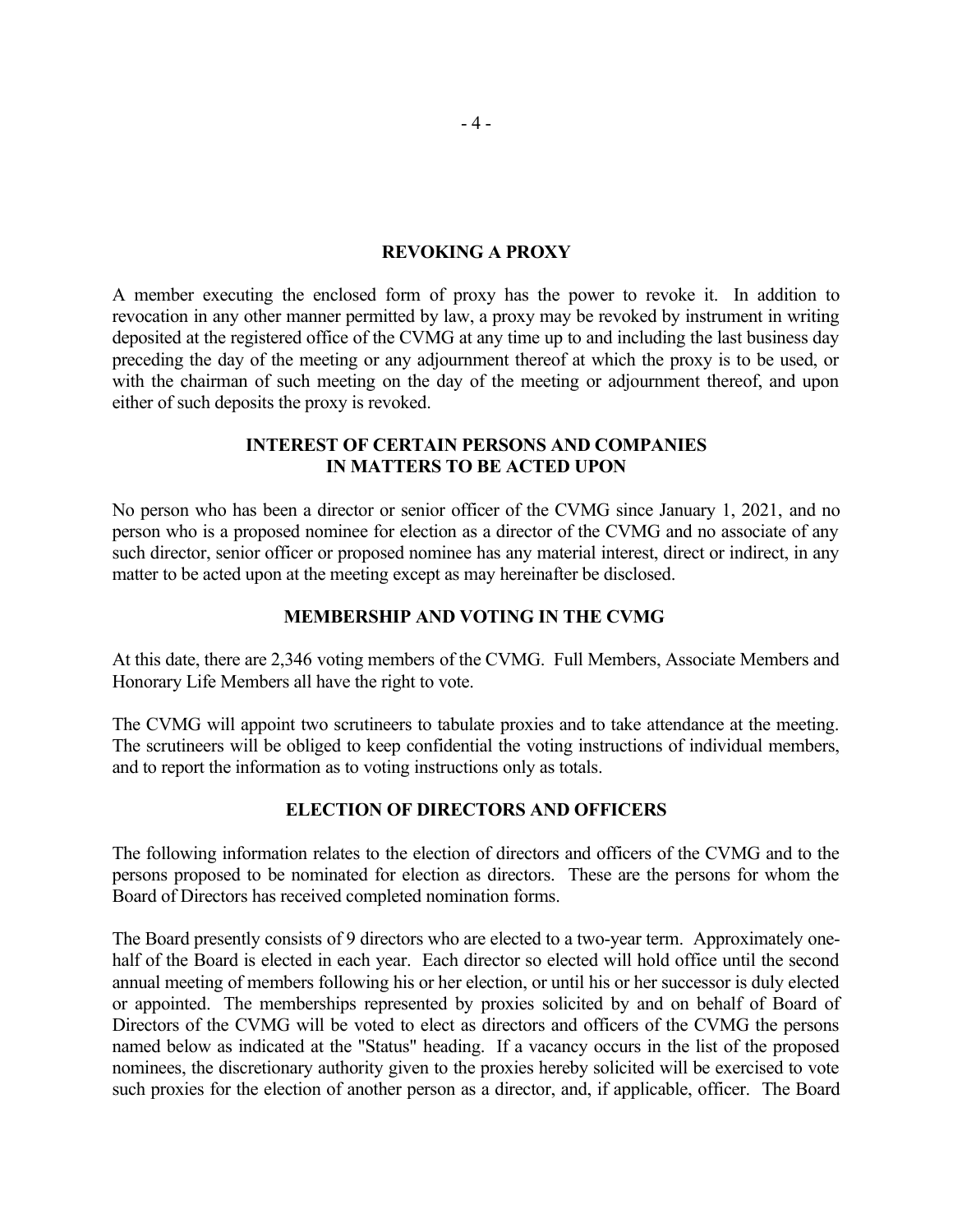## REVOKING A PROXY

A member executing the enclosed form of proxy has the power to revoke it. In addition to revocation in any other manner permitted by law, a proxy may be revoked by instrument in writing deposited at the registered office of the CVMG at any time up to and including the last business day preceding the day of the meeting or any adjournment thereof at which the proxy is to be used, or with the chairman of such meeting on the day of the meeting or adjournment thereof, and upon either of such deposits the proxy is revoked.

## INTEREST OF CERTAIN PERSONS AND COMPANIES IN MATTERS TO BE ACTED UPON

No person who has been a director or senior officer of the CVMG since January 1, 2021, and no person who is a proposed nominee for election as a director of the CVMG and no associate of any such director, senior officer or proposed nominee has any material interest, direct or indirect, in any matter to be acted upon at the meeting except as may hereinafter be disclosed.

## MEMBERSHIP AND VOTING IN THE CVMG

At this date, there are 2,346 voting members of the CVMG. Full Members, Associate Members and Honorary Life Members all have the right to vote.

The CVMG will appoint two scrutineers to tabulate proxies and to take attendance at the meeting. The scrutineers will be obliged to keep confidential the voting instructions of individual members, and to report the information as to voting instructions only as totals.

## ELECTION OF DIRECTORS AND OFFICERS

The following information relates to the election of directors and officers of the CVMG and to the persons proposed to be nominated for election as directors. These are the persons for whom the Board of Directors has received completed nomination forms.

The Board presently consists of 9 directors who are elected to a two-year term. Approximately one-half of the Board is elected in each year. Each director so elected will hold office until the second annual meeting of members following his or her election, or until his or her successor is duly elected or appointed. The memberships represented by proxies solicited by and on behalf of Board of Directors of the CVMG will be voted to elect as directors and officers of the CVMG the persons named below as indicated at the "Status" heading. If a vacancy occurs in the list of the proposed nominees, the discretionary authority given to the proxies hereby solicited will be exercised to vote such proxies for the election of another person as a director, and, if applicable, officer. The Board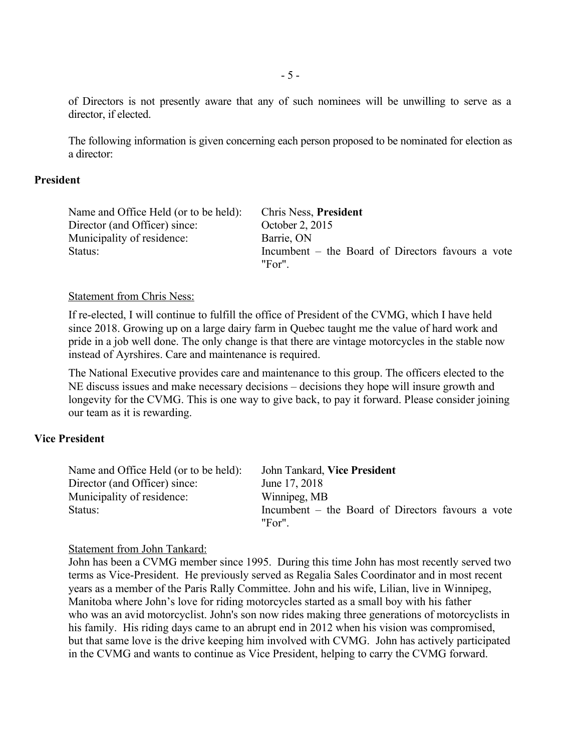of Directors is not presently aware that any of such nominees will be unwilling to serve as a director, if elected.

The following information is given concerning each person proposed to be nominated for election as a director:

### President

| | |
|---|---|
| Name and Office Held (or to be held): | Chris Ness, **President** |
| Director (and Officer) since: | October 2, 2015 |
| Municipality of residence: | Barrie, ON |
| Status: | Incumbent – the Board of Directors favours a vote "For". |

Statement from Chris Ness:

If re-elected, I will continue to fulfill the office of President of the CVMG, which I have held since 2018. Growing up on a large dairy farm in Quebec taught me the value of hard work and pride in a job well done. The only change is that there are vintage motorcycles in the stable now instead of Ayrshires. Care and maintenance is required.

The National Executive provides care and maintenance to this group. The officers elected to the NE discuss issues and make necessary decisions – decisions they hope will insure growth and longevity for the CVMG. This is one way to give back, to pay it forward. Please consider joining our team as it is rewarding.

### Vice President

| | |
|---|---|
| Name and Office Held (or to be held): | John Tankard, **Vice President** |
| Director (and Officer) since: | June 17, 2018 |
| Municipality of residence: | Winnipeg, MB |
| Status: | Incumbent – the Board of Directors favours a vote "For". |

Statement from John Tankard:

John has been a CVMG member since 1995. During this time John has most recently served two terms as Vice-President. He previously served as Regalia Sales Coordinator and in most recent years as a member of the Paris Rally Committee. John and his wife, Lilian, live in Winnipeg, Manitoba where John's love for riding motorcycles started as a small boy with his father who was an avid motorcyclist. John's son now rides making three generations of motorcyclists in his family. His riding days came to an abrupt end in 2012 when his vision was compromised, but that same love is the drive keeping him involved with CVMG. John has actively participated in the CVMG and wants to continue as Vice President, helping to carry the CVMG forward.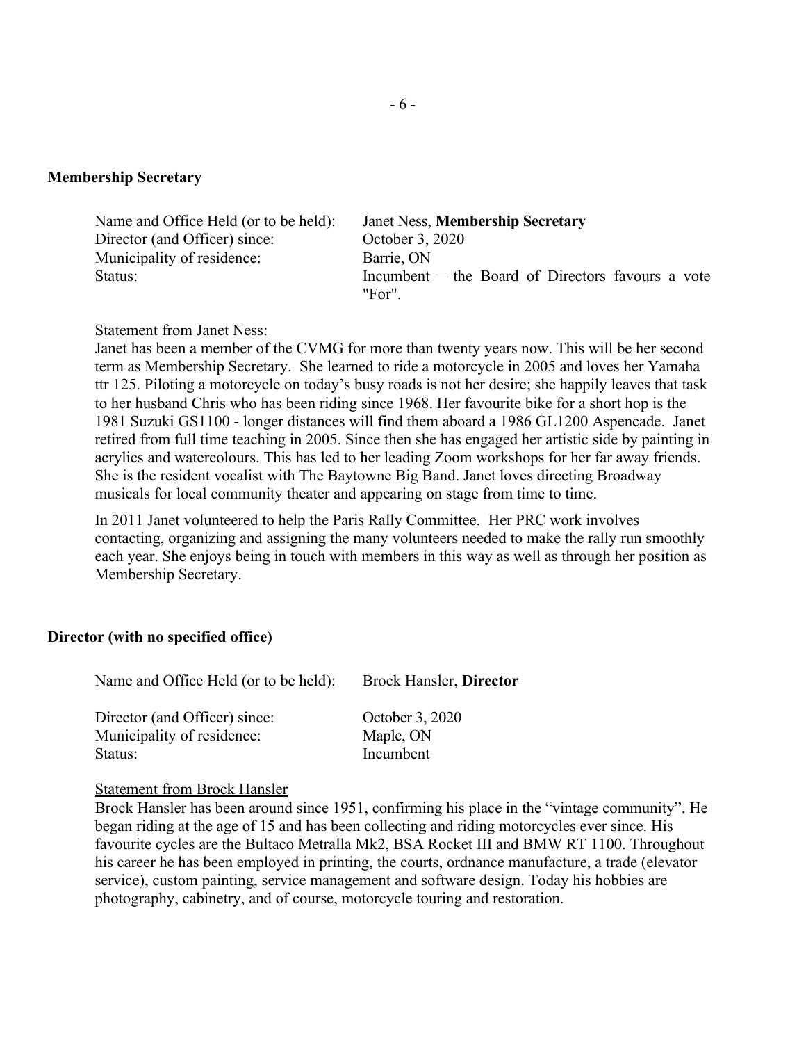**Membership Secretary**

| | |
|---|---|
| Name and Office Held (or to be held): | Janet Ness, **Membership Secretary** |
| Director (and Officer) since: | October 3, 2020 |
| Municipality of residence: | Barrie, ON |
| Status: | Incumbent – the Board of Directors favours a vote "For". |

Statement from Janet Ness:

Janet has been a member of the CVMG for more than twenty years now. This will be her second term as Membership Secretary. She learned to ride a motorcycle in 2005 and loves her Yamaha ttr 125. Piloting a motorcycle on today's busy roads is not her desire; she happily leaves that task to her husband Chris who has been riding since 1968. Her favourite bike for a short hop is the 1981 Suzuki GS1100 - longer distances will find them aboard a 1986 GL1200 Aspencade. Janet retired from full time teaching in 2005. Since then she has engaged her artistic side by painting in acrylics and watercolours. This has led to her leading Zoom workshops for her far away friends. She is the resident vocalist with The Baytowne Big Band. Janet loves directing Broadway musicals for local community theater and appearing on stage from time to time.

In 2011 Janet volunteered to help the Paris Rally Committee. Her PRC work involves contacting, organizing and assigning the many volunteers needed to make the rally run smoothly each year. She enjoys being in touch with members in this way as well as through her position as Membership Secretary.

**Director (with no specified office)**

| | |
|---|---|
| Name and Office Held (or to be held): | Brock Hansler, **Director** |
| Director (and Officer) since: | October 3, 2020 |
| Municipality of residence: | Maple, ON |
| Status: | Incumbent |

Statement from Brock Hansler

Brock Hansler has been around since 1951, confirming his place in the "vintage community". He began riding at the age of 15 and has been collecting and riding motorcycles ever since. His favourite cycles are the Bultaco Metralla Mk2, BSA Rocket III and BMW RT 1100. Throughout his career he has been employed in printing, the courts, ordnance manufacture, a trade (elevator service), custom painting, service management and software design. Today his hobbies are photography, cabinetry, and of course, motorcycle touring and restoration.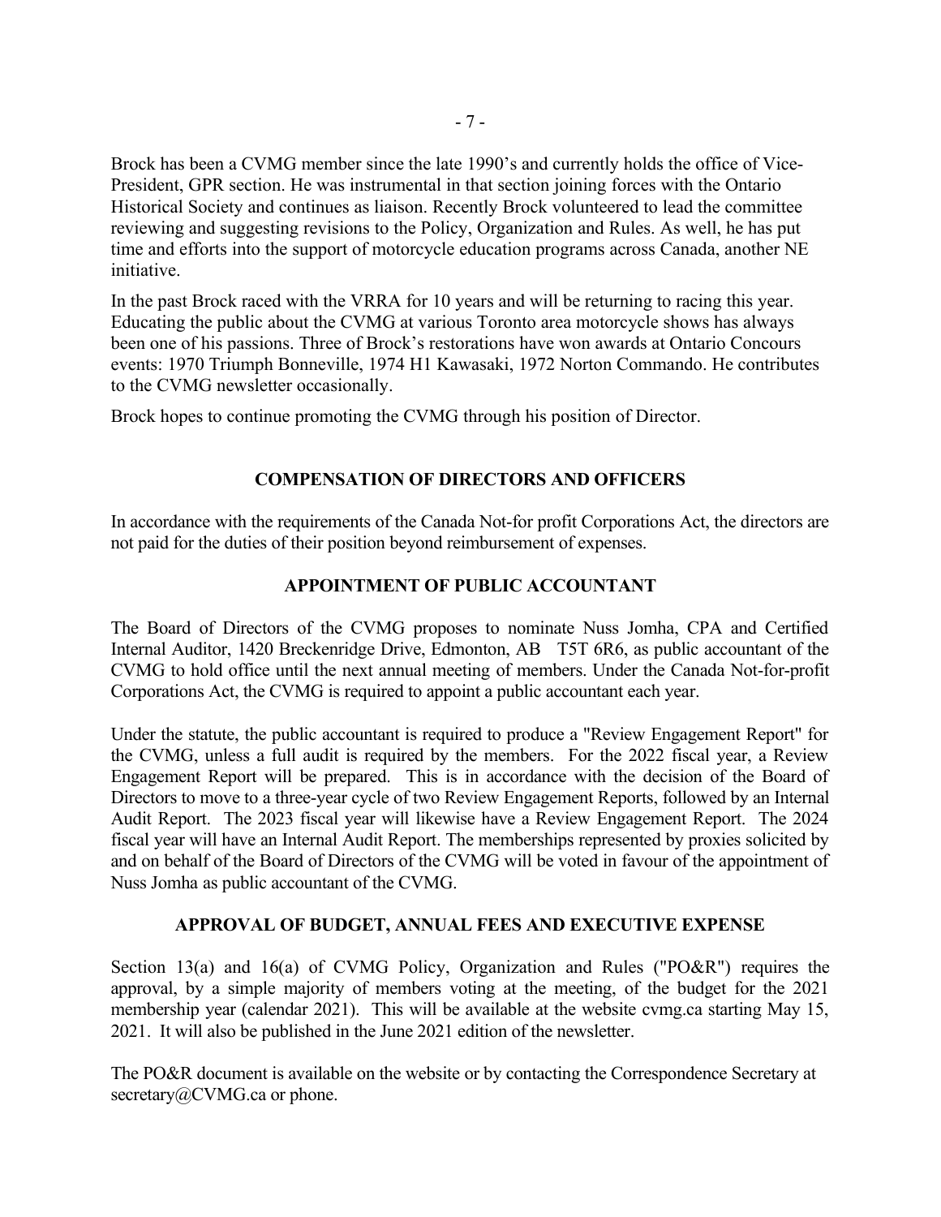Brock has been a CVMG member since the late 1990's and currently holds the office of Vice-President, GPR section. He was instrumental in that section joining forces with the Ontario Historical Society and continues as liaison. Recently Brock volunteered to lead the committee reviewing and suggesting revisions to the Policy, Organization and Rules. As well, he has put time and efforts into the support of motorcycle education programs across Canada, another NE initiative.

In the past Brock raced with the VRRA for 10 years and will be returning to racing this year. Educating the public about the CVMG at various Toronto area motorcycle shows has always been one of his passions. Three of Brock's restorations have won awards at Ontario Concours events: 1970 Triumph Bonneville, 1974 H1 Kawasaki, 1972 Norton Commando. He contributes to the CVMG newsletter occasionally.

Brock hopes to continue promoting the CVMG through his position of Director.

## COMPENSATION OF DIRECTORS AND OFFICERS

In accordance with the requirements of the Canada Not-for profit Corporations Act, the directors are not paid for the duties of their position beyond reimbursement of expenses.

## APPOINTMENT OF PUBLIC ACCOUNTANT

The Board of Directors of the CVMG proposes to nominate Nuss Jomha, CPA and Certified Internal Auditor, 1420 Breckenridge Drive, Edmonton, AB T5T 6R6, as public accountant of the CVMG to hold office until the next annual meeting of members. Under the Canada Not-for-profit Corporations Act, the CVMG is required to appoint a public accountant each year.

Under the statute, the public accountant is required to produce a "Review Engagement Report" for the CVMG, unless a full audit is required by the members. For the 2022 fiscal year, a Review Engagement Report will be prepared. This is in accordance with the decision of the Board of Directors to move to a three-year cycle of two Review Engagement Reports, followed by an Internal Audit Report. The 2023 fiscal year will likewise have a Review Engagement Report. The 2024 fiscal year will have an Internal Audit Report. The memberships represented by proxies solicited by and on behalf of the Board of Directors of the CVMG will be voted in favour of the appointment of Nuss Jomha as public accountant of the CVMG.

## APPROVAL OF BUDGET, ANNUAL FEES AND EXECUTIVE EXPENSE

Section 13(a) and 16(a) of CVMG Policy, Organization and Rules ("PO&R") requires the approval, by a simple majority of members voting at the meeting, of the budget for the 2021 membership year (calendar 2021). This will be available at the website cvmg.ca starting May 15, 2021. It will also be published in the June 2021 edition of the newsletter.

The PO&R document is available on the website or by contacting the Correspondence Secretary at secretary@CVMG.ca or phone.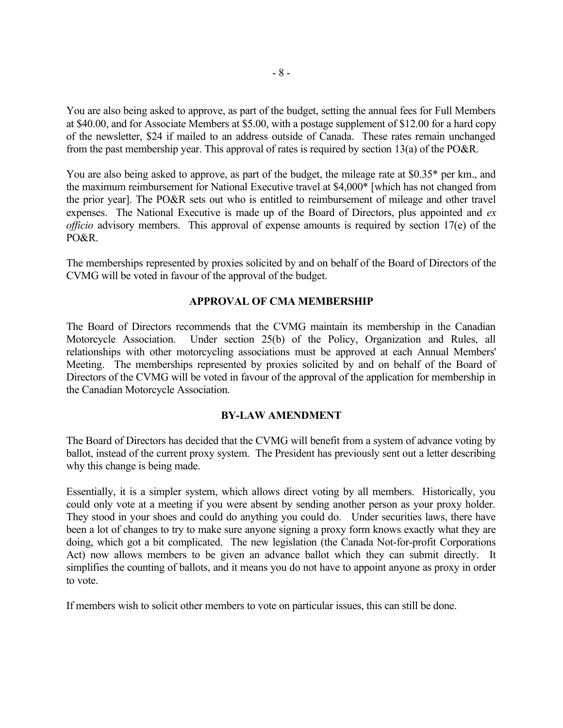You are also being asked to approve, as part of the budget, setting the annual fees for Full Members at $40.00, and for Associate Members at $5.00, with a postage supplement of $12.00 for a hard copy of the newsletter, $24 if mailed to an address outside of Canada. These rates remain unchanged from the past membership year. This approval of rates is required by section 13(a) of the PO&R.

You are also being asked to approve, as part of the budget, the mileage rate at $0.35* per km., and the maximum reimbursement for National Executive travel at $4,000* [which has not changed from the prior year]. The PO&R sets out who is entitled to reimbursement of mileage and other travel expenses. The National Executive is made up of the Board of Directors, plus appointed and *ex officio* advisory members. This approval of expense amounts is required by section 17(e) of the PO&R.

The memberships represented by proxies solicited by and on behalf of the Board of Directors of the CVMG will be voted in favour of the approval of the budget.

## APPROVAL OF CMA MEMBERSHIP

The Board of Directors recommends that the CVMG maintain its membership in the Canadian Motorcycle Association. Under section 25(b) of the Policy, Organization and Rules, all relationships with other motorcycling associations must be approved at each Annual Members' Meeting. The memberships represented by proxies solicited by and on behalf of the Board of Directors of the CVMG will be voted in favour of the approval of the application for membership in the Canadian Motorcycle Association.

## BY-LAW AMENDMENT

The Board of Directors has decided that the CVMG will benefit from a system of advance voting by ballot, instead of the current proxy system. The President has previously sent out a letter describing why this change is being made.

Essentially, it is a simpler system, which allows direct voting by all members. Historically, you could only vote at a meeting if you were absent by sending another person as your proxy holder. They stood in your shoes and could do anything you could do. Under securities laws, there have been a lot of changes to try to make sure anyone signing a proxy form knows exactly what they are doing, which got a bit complicated. The new legislation (the Canada Not-for-profit Corporations Act) now allows members to be given an advance ballot which they can submit directly. It simplifies the counting of ballots, and it means you do not have to appoint anyone as proxy in order to vote.

If members wish to solicit other members to vote on particular issues, this can still be done.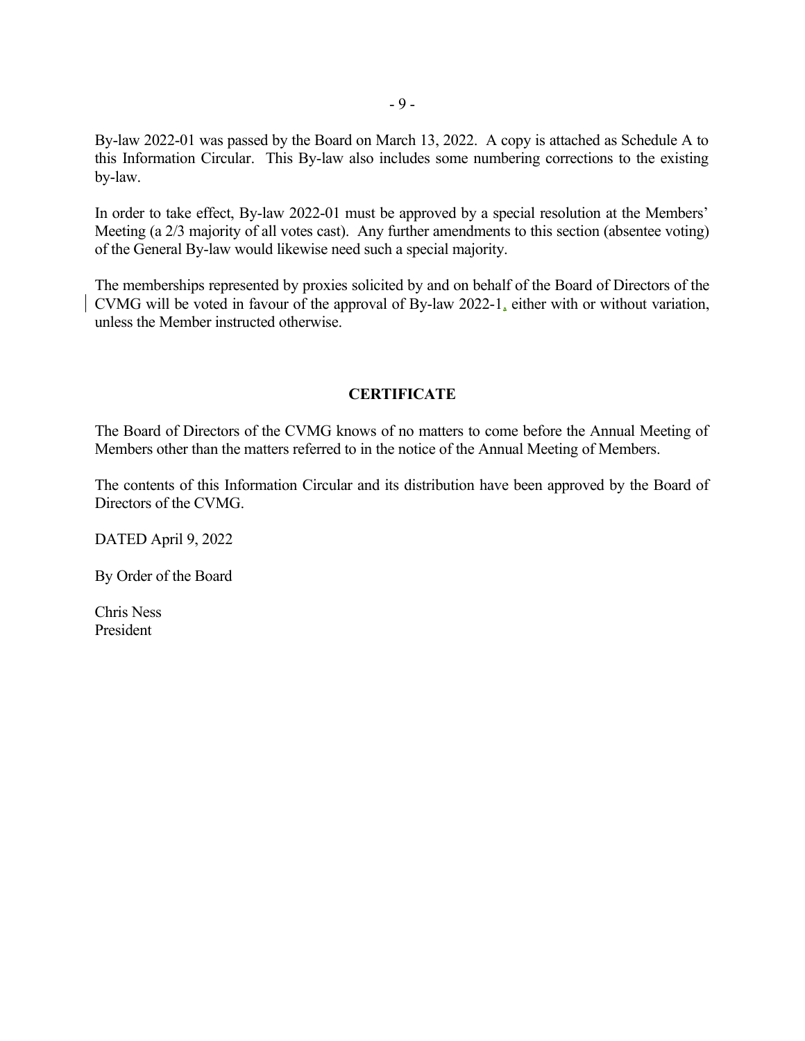By-law 2022-01 was passed by the Board on March 13, 2022. A copy is attached as Schedule A to this Information Circular. This By-law also includes some numbering corrections to the existing by-law.

In order to take effect, By-law 2022-01 must be approved by a special resolution at the Members' Meeting (a 2/3 majority of all votes cast). Any further amendments to this section (absentee voting) of the General By-law would likewise need such a special majority.

The memberships represented by proxies solicited by and on behalf of the Board of Directors of the CVMG will be voted in favour of the approval of By-law 2022-1, either with or without variation, unless the Member instructed otherwise.

## CERTIFICATE

The Board of Directors of the CVMG knows of no matters to come before the Annual Meeting of Members other than the matters referred to in the notice of the Annual Meeting of Members.

The contents of this Information Circular and its distribution have been approved by the Board of Directors of the CVMG.

DATED April 9, 2022

By Order of the Board

Chris Ness
President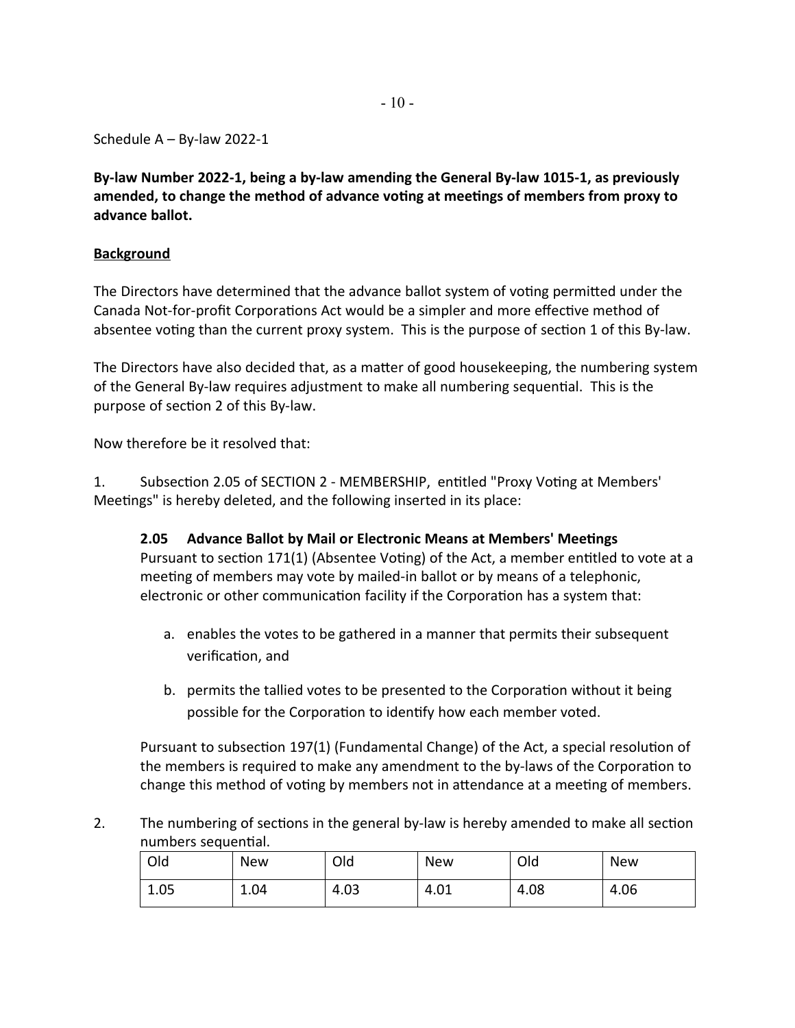Schedule A – By-law 2022-1

**By-law Number 2022-1, being a by-law amending the General By-law 1015-1, as previously amended, to change the method of advance voting at meetings of members from proxy to advance ballot.**

**Background**

The Directors have determined that the advance ballot system of voting permitted under the Canada Not-for-profit Corporations Act would be a simpler and more effective method of absentee voting than the current proxy system. This is the purpose of section 1 of this By-law.

The Directors have also decided that, as a matter of good housekeeping, the numbering system of the General By-law requires adjustment to make all numbering sequential. This is the purpose of section 2 of this By-law.

Now therefore be it resolved that:

1. Subsection 2.05 of SECTION 2 - MEMBERSHIP, entitled "Proxy Voting at Members' Meetings" is hereby deleted, and the following inserted in its place:

**2.05 Advance Ballot by Mail or Electronic Means at Members' Meetings**
Pursuant to section 171(1) (Absentee Voting) of the Act, a member entitled to vote at a meeting of members may vote by mailed-in ballot or by means of a telephonic, electronic or other communication facility if the Corporation has a system that:

a. enables the votes to be gathered in a manner that permits their subsequent verification, and

b. permits the tallied votes to be presented to the Corporation without it being possible for the Corporation to identify how each member voted.

Pursuant to subsection 197(1) (Fundamental Change) of the Act, a special resolution of the members is required to make any amendment to the by-laws of the Corporation to change this method of voting by members not in attendance at a meeting of members.

2. The numbering of sections in the general by-law is hereby amended to make all section numbers sequential.

| Old | New | Old | New | Old | New |
|---|---|---|---|---|---|
| 1.05 | 1.04 | 4.03 | 4.01 | 4.08 | 4.06 |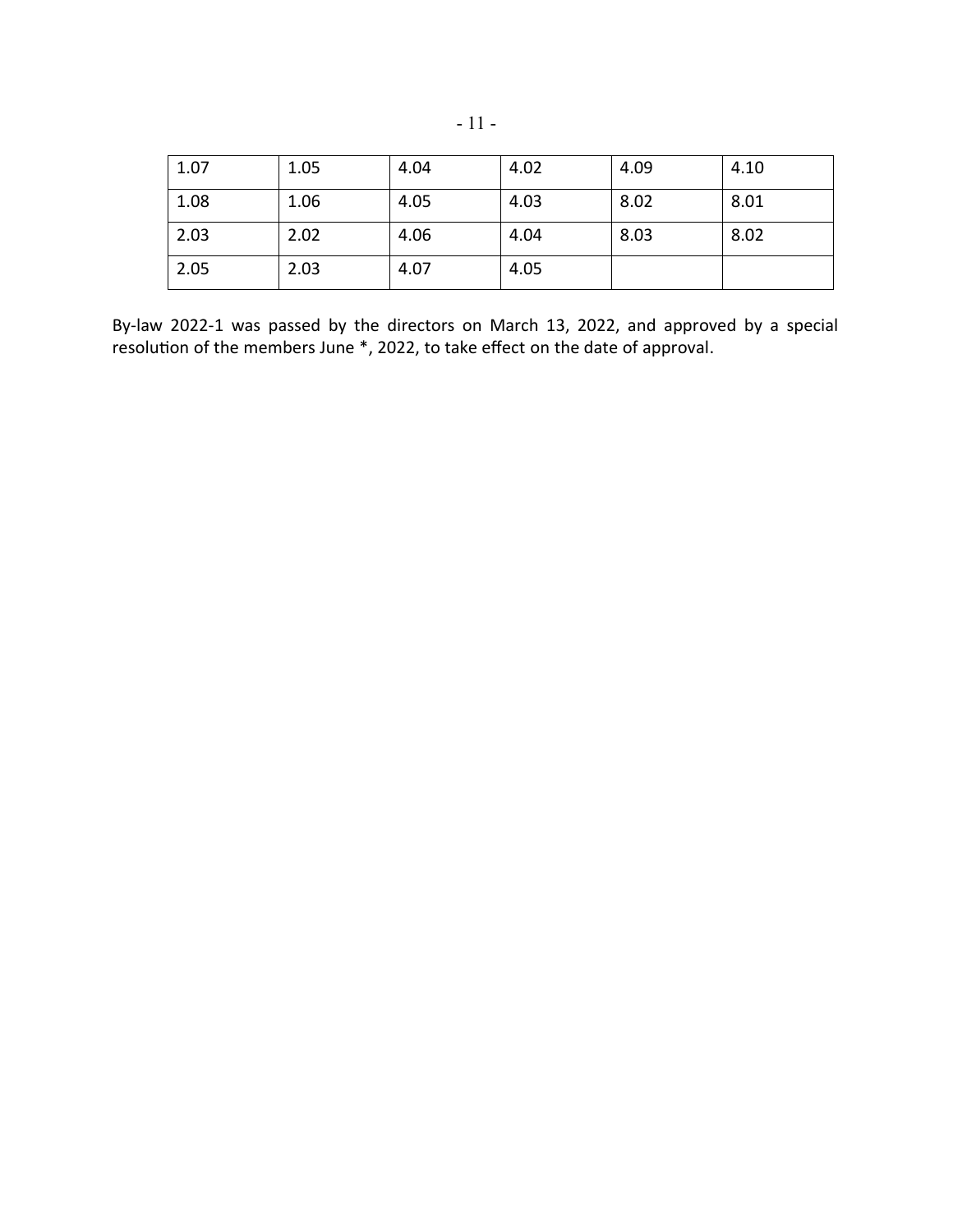| | | | | | |
|---|---|---|---|---|---|
| 1.07 | 1.05 | 4.04 | 4.02 | 4.09 | 4.10 |
| 1.08 | 1.06 | 4.05 | 4.03 | 8.02 | 8.01 |
| 2.03 | 2.02 | 4.06 | 4.04 | 8.03 | 8.02 |
| 2.05 | 2.03 | 4.07 | 4.05 | | |

By-law 2022-1 was passed by the directors on March 13, 2022, and approved by a special resolution of the members June *, 2022, to take effect on the date of approval.